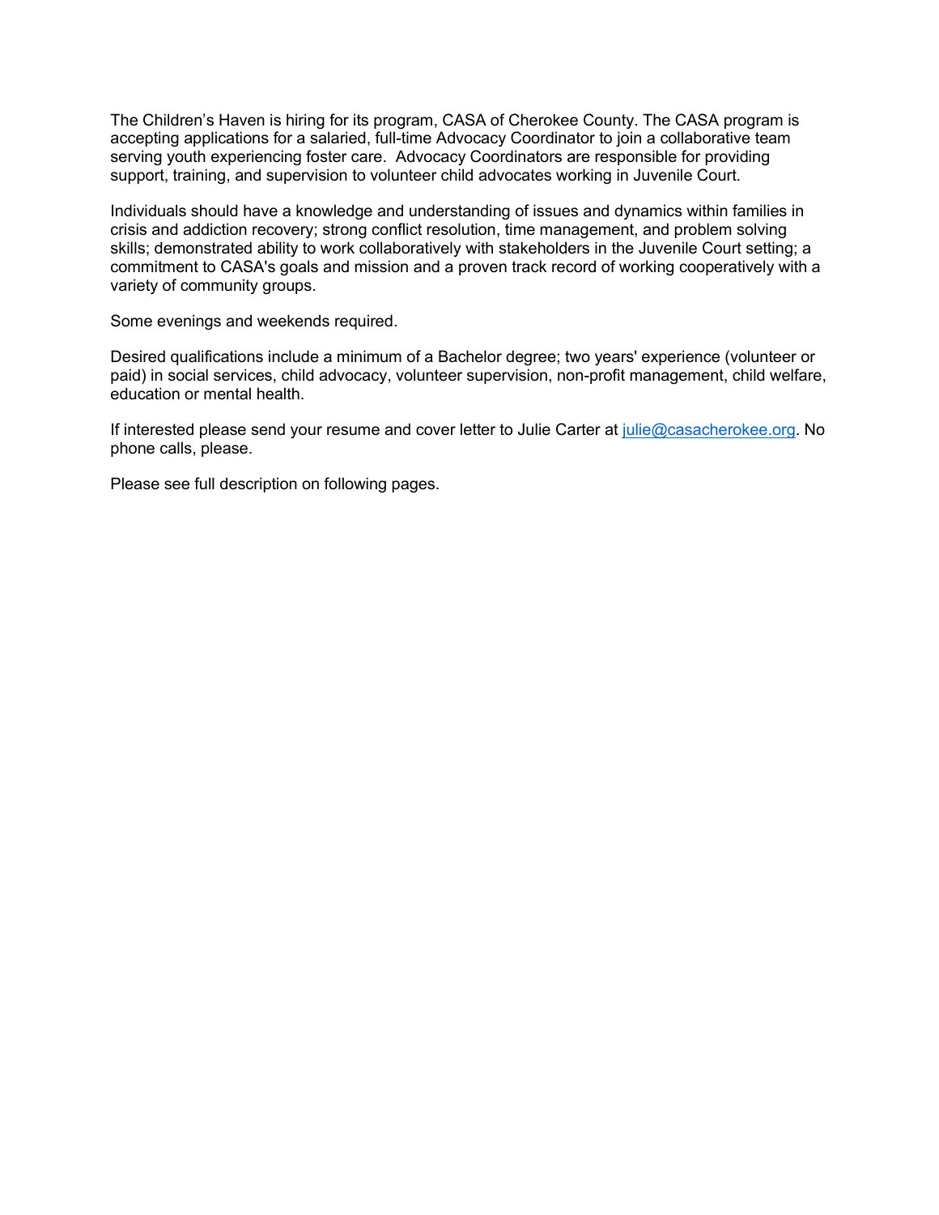The Children's Haven is hiring for its program, CASA of Cherokee County. The CASA program is accepting applications for a salaried, full-time Advocacy Coordinator to join a collaborative team serving youth experiencing foster care. Advocacy Coordinators are responsible for providing support, training, and supervision to volunteer child advocates working in Juvenile Court.

Individuals should have a knowledge and understanding of issues and dynamics within families in crisis and addiction recovery; strong conflict resolution, time management, and problem solving skills; demonstrated ability to work collaboratively with stakeholders in the Juvenile Court setting; a commitment to CASA's goals and mission and a proven track record of working cooperatively with a variety of community groups.

Some evenings and weekends required.

Desired qualifications include a minimum of a Bachelor degree; two years' experience (volunteer or paid) in social services, child advocacy, volunteer supervision, non-profit management, child welfare, education or mental health.

If interested please send your resume and cover letter to Julie Carter at [julie@casacherokee.org](mailto:julie@casacherokee.org). No phone calls, please.

Please see full description on following pages.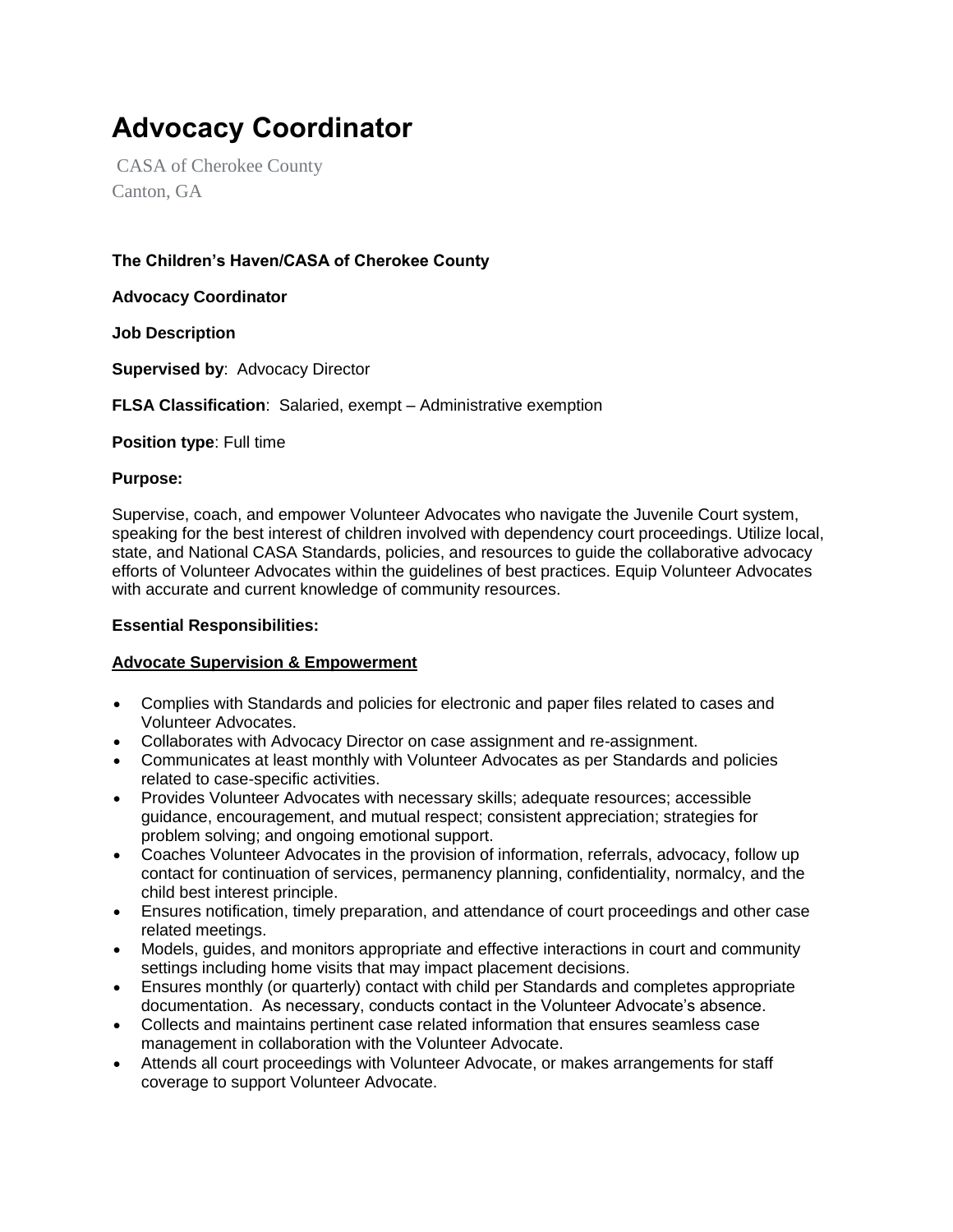# Advocacy Coordinator

CASA of Cherokee County
Canton, GA

**The Children's Haven/CASA of Cherokee County**

**Advocacy Coordinator**

**Job Description**

**Supervised by**: Advocacy Director

**FLSA Classification**: Salaried, exempt – Administrative exemption

**Position type**: Full time

**Purpose:**

Supervise, coach, and empower Volunteer Advocates who navigate the Juvenile Court system, speaking for the best interest of children involved with dependency court proceedings. Utilize local, state, and National CASA Standards, policies, and resources to guide the collaborative advocacy efforts of Volunteer Advocates within the guidelines of best practices. Equip Volunteer Advocates with accurate and current knowledge of community resources.

**Essential Responsibilities:**

**Advocate Supervision & Empowerment**

- Complies with Standards and policies for electronic and paper files related to cases and Volunteer Advocates.
- Collaborates with Advocacy Director on case assignment and re-assignment.
- Communicates at least monthly with Volunteer Advocates as per Standards and policies related to case-specific activities.
- Provides Volunteer Advocates with necessary skills; adequate resources; accessible guidance, encouragement, and mutual respect; consistent appreciation; strategies for problem solving; and ongoing emotional support.
- Coaches Volunteer Advocates in the provision of information, referrals, advocacy, follow up contact for continuation of services, permanency planning, confidentiality, normalcy, and the child best interest principle.
- Ensures notification, timely preparation, and attendance of court proceedings and other case related meetings.
- Models, guides, and monitors appropriate and effective interactions in court and community settings including home visits that may impact placement decisions.
- Ensures monthly (or quarterly) contact with child per Standards and completes appropriate documentation. As necessary, conducts contact in the Volunteer Advocate's absence.
- Collects and maintains pertinent case related information that ensures seamless case management in collaboration with the Volunteer Advocate.
- Attends all court proceedings with Volunteer Advocate, or makes arrangements for staff coverage to support Volunteer Advocate.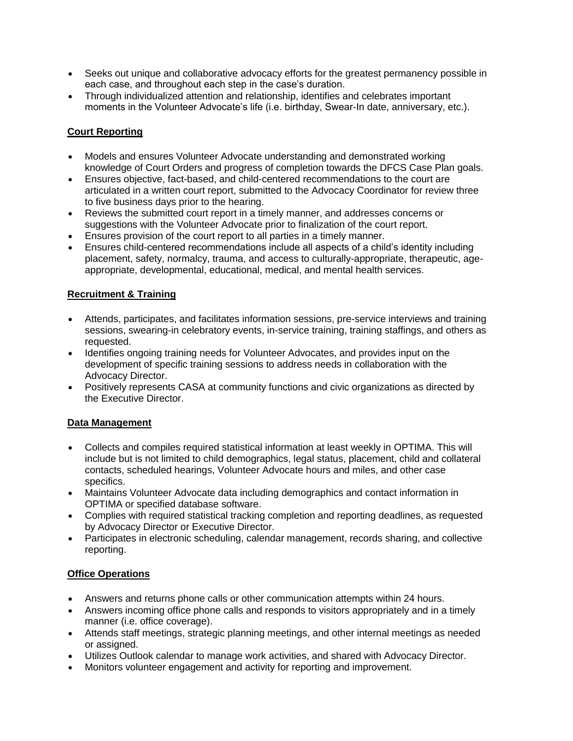- Seeks out unique and collaborative advocacy efforts for the greatest permanency possible in each case, and throughout each step in the case's duration.
- Through individualized attention and relationship, identifies and celebrates important moments in the Volunteer Advocate's life (i.e. birthday, Swear-In date, anniversary, etc.).

**Court Reporting**

- Models and ensures Volunteer Advocate understanding and demonstrated working knowledge of Court Orders and progress of completion towards the DFCS Case Plan goals.
- Ensures objective, fact-based, and child-centered recommendations to the court are articulated in a written court report, submitted to the Advocacy Coordinator for review three to five business days prior to the hearing.
- Reviews the submitted court report in a timely manner, and addresses concerns or suggestions with the Volunteer Advocate prior to finalization of the court report.
- Ensures provision of the court report to all parties in a timely manner.
- Ensures child-centered recommendations include all aspects of a child's identity including placement, safety, normalcy, trauma, and access to culturally-appropriate, therapeutic, age-appropriate, developmental, educational, medical, and mental health services.

**Recruitment & Training**

- Attends, participates, and facilitates information sessions, pre-service interviews and training sessions, swearing-in celebratory events, in-service training, training staffings, and others as requested.
- Identifies ongoing training needs for Volunteer Advocates, and provides input on the development of specific training sessions to address needs in collaboration with the Advocacy Director.
- Positively represents CASA at community functions and civic organizations as directed by the Executive Director.

**Data Management**

- Collects and compiles required statistical information at least weekly in OPTIMA. This will include but is not limited to child demographics, legal status, placement, child and collateral contacts, scheduled hearings, Volunteer Advocate hours and miles, and other case specifics.
- Maintains Volunteer Advocate data including demographics and contact information in OPTIMA or specified database software.
- Complies with required statistical tracking completion and reporting deadlines, as requested by Advocacy Director or Executive Director.
- Participates in electronic scheduling, calendar management, records sharing, and collective reporting.

**Office Operations**

- Answers and returns phone calls or other communication attempts within 24 hours.
- Answers incoming office phone calls and responds to visitors appropriately and in a timely manner (i.e. office coverage).
- Attends staff meetings, strategic planning meetings, and other internal meetings as needed or assigned.
- Utilizes Outlook calendar to manage work activities, and shared with Advocacy Director.
- Monitors volunteer engagement and activity for reporting and improvement.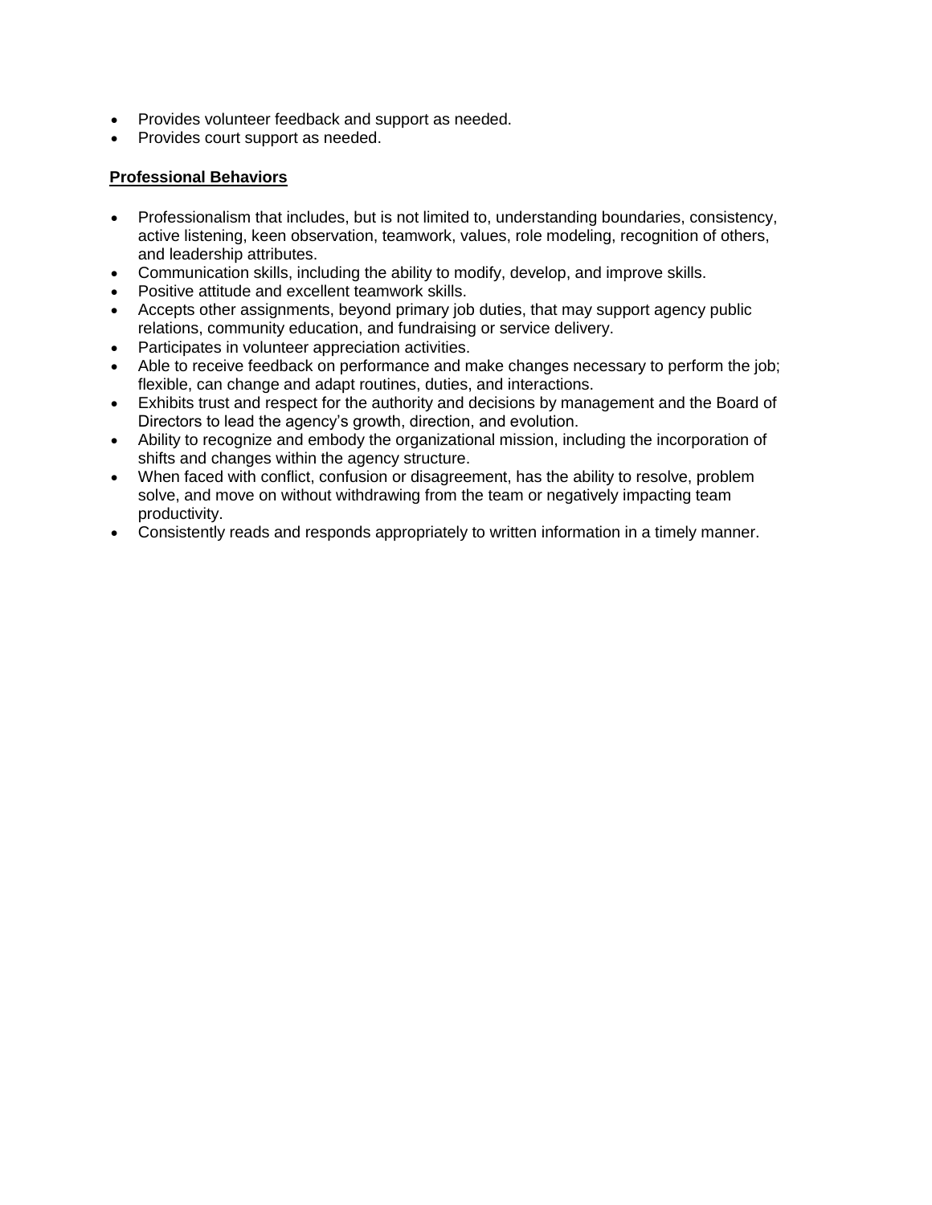- Provides volunteer feedback and support as needed.
- Provides court support as needed.

**Professional Behaviors**

- Professionalism that includes, but is not limited to, understanding boundaries, consistency, active listening, keen observation, teamwork, values, role modeling, recognition of others, and leadership attributes.
- Communication skills, including the ability to modify, develop, and improve skills.
- Positive attitude and excellent teamwork skills.
- Accepts other assignments, beyond primary job duties, that may support agency public relations, community education, and fundraising or service delivery.
- Participates in volunteer appreciation activities.
- Able to receive feedback on performance and make changes necessary to perform the job; flexible, can change and adapt routines, duties, and interactions.
- Exhibits trust and respect for the authority and decisions by management and the Board of Directors to lead the agency's growth, direction, and evolution.
- Ability to recognize and embody the organizational mission, including the incorporation of shifts and changes within the agency structure.
- When faced with conflict, confusion or disagreement, has the ability to resolve, problem solve, and move on without withdrawing from the team or negatively impacting team productivity.
- Consistently reads and responds appropriately to written information in a timely manner.